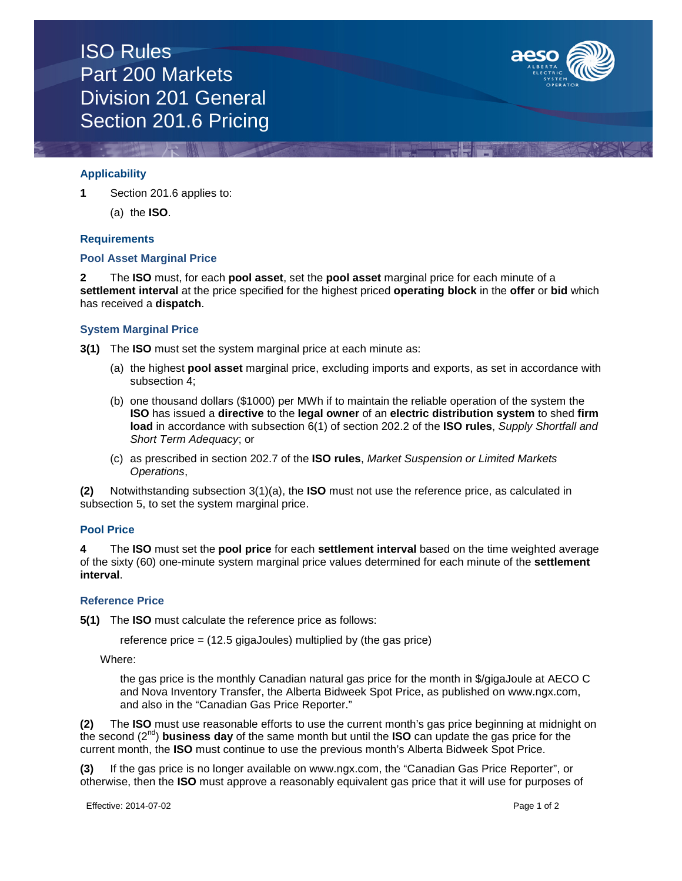# ISO Rules
# Part 200 Markets
# Division 201 General
# Section 201.6 Pricing

## Applicability

**1** Section 201.6 applies to:

(a) the **ISO**.

## Requirements

### Pool Asset Marginal Price

**2** The **ISO** must, for each **pool asset**, set the **pool asset** marginal price for each minute of a **settlement interval** at the price specified for the highest priced **operating block** in the **offer** or **bid** which has received a **dispatch**.

### System Marginal Price

**3(1)** The **ISO** must set the system marginal price at each minute as:

(a) the highest **pool asset** marginal price, excluding imports and exports, as set in accordance with subsection 4;

(b) one thousand dollars ($1000) per MWh if to maintain the reliable operation of the system the **ISO** has issued a **directive** to the **legal owner** of an **electric distribution system** to shed **firm load** in accordance with subsection 6(1) of section 202.2 of the **ISO rules**, *Supply Shortfall and Short Term Adequacy*; or

(c) as prescribed in section 202.7 of the **ISO rules**, *Market Suspension or Limited Markets Operations*,

**(2)** Notwithstanding subsection 3(1)(a), the **ISO** must not use the reference price, as calculated in subsection 5, to set the system marginal price.

### Pool Price

**4** The **ISO** must set the **pool price** for each **settlement interval** based on the time weighted average of the sixty (60) one-minute system marginal price values determined for each minute of the **settlement interval**.

### Reference Price

**5(1)** The **ISO** must calculate the reference price as follows:

reference price = (12.5 gigaJoules) multiplied by (the gas price)

Where:

the gas price is the monthly Canadian natural gas price for the month in $/gigaJoule at AECO C and Nova Inventory Transfer, the Alberta Bidweek Spot Price, as published on www.ngx.com, and also in the "Canadian Gas Price Reporter."

**(2)** The **ISO** must use reasonable efforts to use the current month's gas price beginning at midnight on the second (2nd) **business day** of the same month but until the **ISO** can update the gas price for the current month, the **ISO** must continue to use the previous month's Alberta Bidweek Spot Price.

**(3)** If the gas price is no longer available on www.ngx.com, the "Canadian Gas Price Reporter", or otherwise, then the **ISO** must approve a reasonably equivalent gas price that it will use for purposes of

Effective: 2014-07-02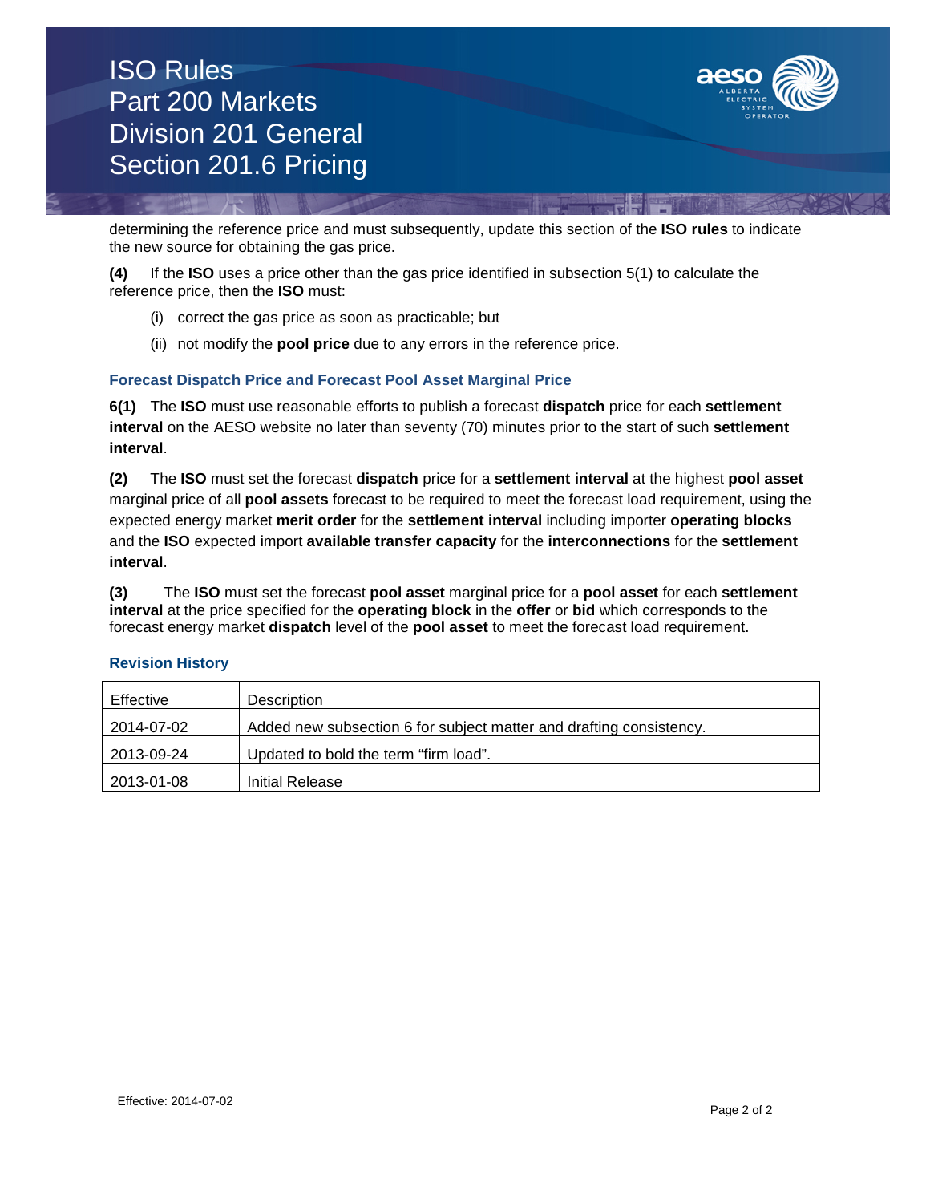determining the reference price and must subsequently, update this section of the **ISO rules** to indicate the new source for obtaining the gas price.

**(4)** If the **ISO** uses a price other than the gas price identified in subsection 5(1) to calculate the reference price, then the **ISO** must:

(i) correct the gas price as soon as practicable; but

(ii) not modify the **pool price** due to any errors in the reference price.

### Forecast Dispatch Price and Forecast Pool Asset Marginal Price

**6(1)** The **ISO** must use reasonable efforts to publish a forecast **dispatch** price for each **settlement interval** on the AESO website no later than seventy (70) minutes prior to the start of such **settlement interval**.

**(2)** The **ISO** must set the forecast **dispatch** price for a **settlement interval** at the highest **pool asset** marginal price of all **pool assets** forecast to be required to meet the forecast load requirement, using the expected energy market **merit order** for the **settlement interval** including importer **operating blocks** and the **ISO** expected import **available transfer capacity** for the **interconnections** for the **settlement interval**.

**(3)** The **ISO** must set the forecast **pool asset** marginal price for a **pool asset** for each **settlement interval** at the price specified for the **operating block** in the **offer** or **bid** which corresponds to the forecast energy market **dispatch** level of the **pool asset** to meet the forecast load requirement.

### Revision History

| Effective | Description |
|---|---|
| 2014-07-02 | Added new subsection 6 for subject matter and drafting consistency. |
| 2013-09-24 | Updated to bold the term "firm load". |
| 2013-01-08 | Initial Release |

Effective: 2014-07-02